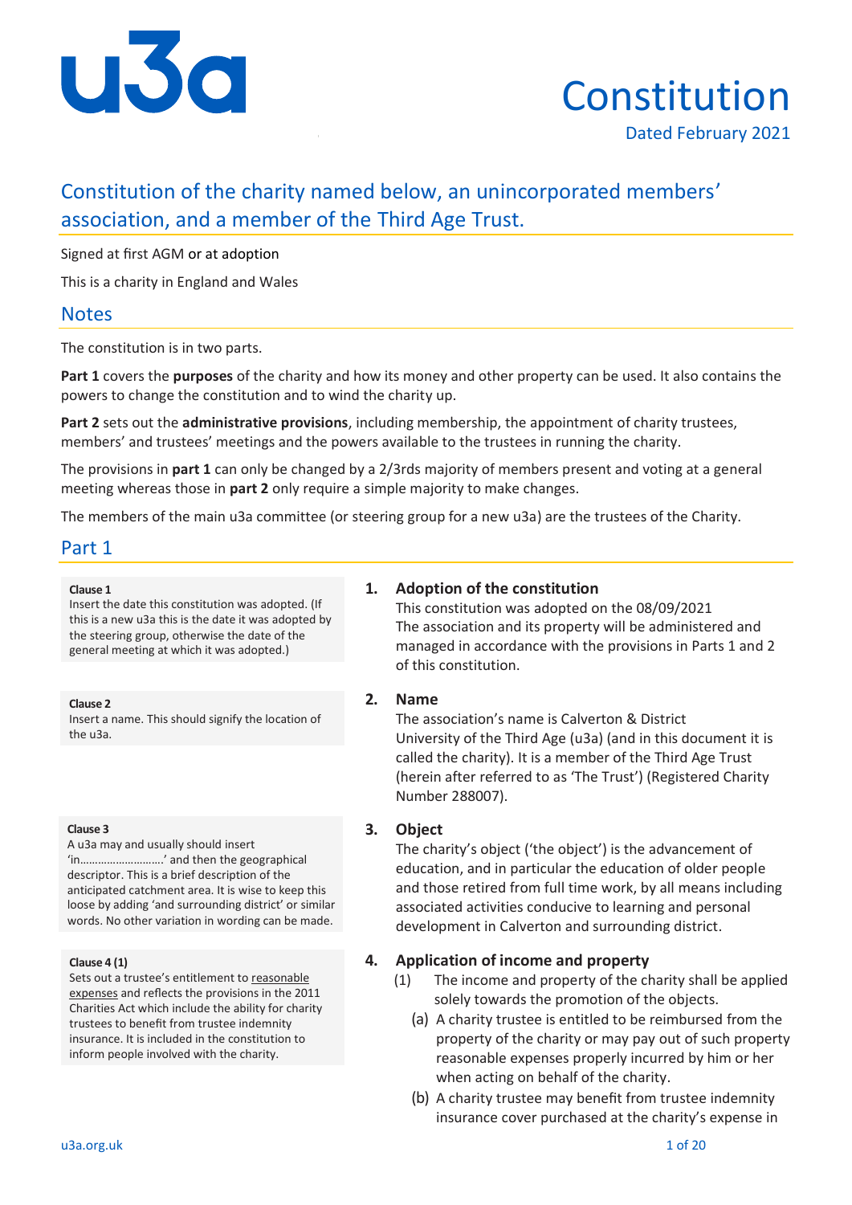# Constitution

Dated February 2021

## Constitution of the charity named below, an unincorporated members' association, and a member of the Third Age Trust.

Signed at first AGM or at adoption

This is a charity in England and Wales

## Notes

The constitution is in two parts.

**Part 1** covers the **purposes** of the charity and how its money and other property can be used. It also contains the powers to change the constitution and to wind the charity up.

**Part 2** sets out the **administrative provisions**, including membership, the appointment of charity trustees, members' and trustees' meetings and the powers available to the trustees in running the charity.

The provisions in **part 1** can only be changed by a 2/3rds majority of members present and voting at a general meeting whereas those in **part 2** only require a simple majority to make changes.

The members of the main u3a committee (or steering group for a new u3a) are the trustees of the Charity.

## Part 1

> **Clause 1**
> Insert the date this constitution was adopted. (If this is a new u3a this is the date it was adopted by the steering group, otherwise the date of the general meeting at which it was adopted.)

### 1. Adoption of the constitution

This constitution was adopted on the 08/09/2021
The association and its property will be administered and managed in accordance with the provisions in Parts 1 and 2 of this constitution.

> **Clause 2**
> Insert a name. This should signify the location of the u3a.

### 2. Name

The association's name is Calverton & District University of the Third Age (u3a) (and in this document it is called the charity). It is a member of the Third Age Trust (herein after referred to as 'The Trust') (Registered Charity Number 288007).

> **Clause 3**
> A u3a may and usually should insert 'in……………………….' and then the geographical descriptor. This is a brief description of the anticipated catchment area. It is wise to keep this loose by adding 'and surrounding district' or similar words. No other variation in wording can be made.

### 3. Object

The charity's object ('the object') is the advancement of education, and in particular the education of older people and those retired from full time work, by all means including associated activities conducive to learning and personal development in Calverton and surrounding district.

> **Clause 4 (1)**
> Sets out a trustee's entitlement to reasonable expenses and reflects the provisions in the 2011 Charities Act which include the ability for charity trustees to benefit from trustee indemnity insurance. It is included in the constitution to inform people involved with the charity.

### 4. Application of income and property

(1) The income and property of the charity shall be applied solely towards the promotion of the objects.

- (a) A charity trustee is entitled to be reimbursed from the property of the charity or may pay out of such property reasonable expenses properly incurred by him or her when acting on behalf of the charity.
- (b) A charity trustee may benefit from trustee indemnity insurance cover purchased at the charity's expense in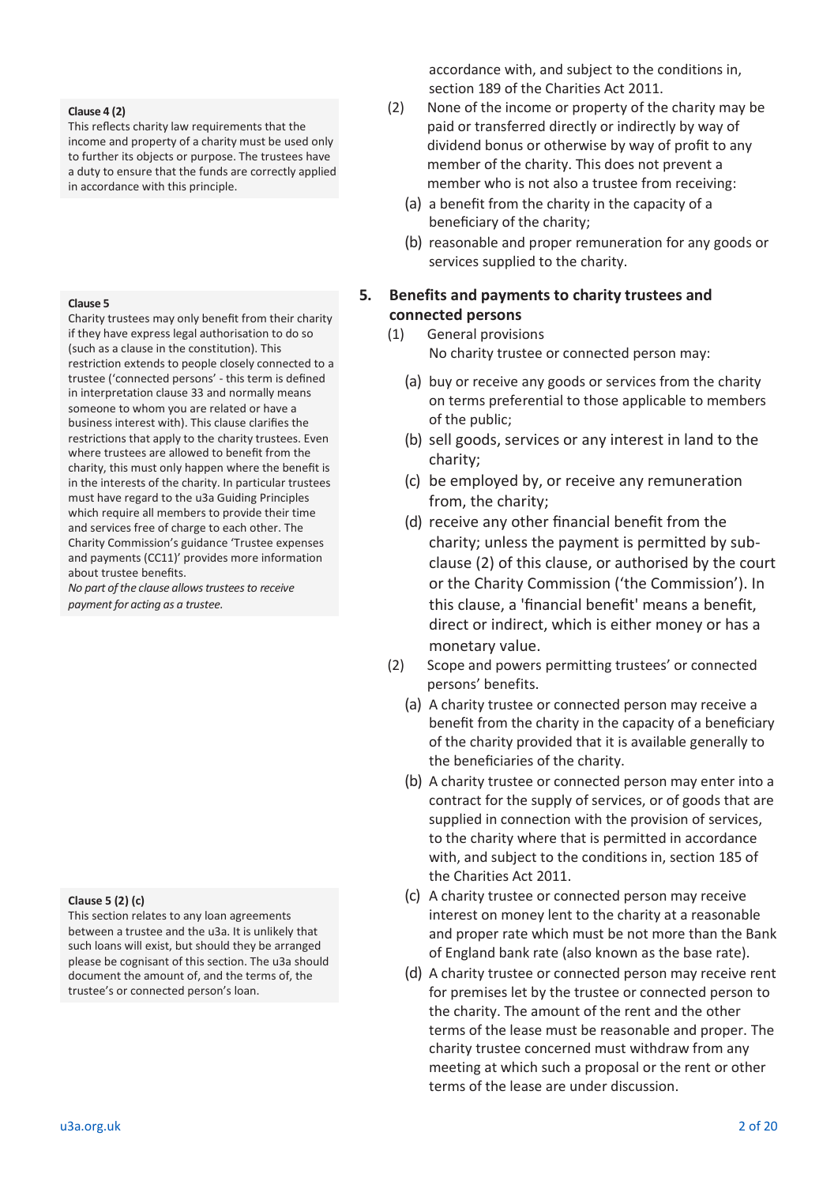**Clause 4 (2)**

This reflects charity law requirements that the income and property of a charity must be used only to further its objects or purpose. The trustees have a duty to ensure that the funds are correctly applied in accordance with this principle.

accordance with, and subject to the conditions in, section 189 of the Charities Act 2011.

(2) None of the income or property of the charity may be paid or transferred directly or indirectly by way of dividend bonus or otherwise by way of profit to any member of the charity. This does not prevent a member who is not also a trustee from receiving:

(a) a benefit from the charity in the capacity of a beneficiary of the charity;

(b) reasonable and proper remuneration for any goods or services supplied to the charity.

**Clause 5**

Charity trustees may only benefit from their charity if they have express legal authorisation to do so (such as a clause in the constitution). This restriction extends to people closely connected to a trustee ('connected persons' - this term is defined in interpretation clause 33 and normally means someone to whom you are related or have a business interest with). This clause clarifies the restrictions that apply to the charity trustees. Even where trustees are allowed to benefit from the charity, this must only happen where the benefit is in the interests of the charity. In particular trustees must have regard to the u3a Guiding Principles which require all members to provide their time and services free of charge to each other. The Charity Commission's guidance 'Trustee expenses and payments (CC11)' provides more information about trustee benefits.

*No part of the clause allows trustees to receive payment for acting as a trustee.*

## 5. Benefits and payments to charity trustees and connected persons

(1) General provisions

No charity trustee or connected person may:

(a) buy or receive any goods or services from the charity on terms preferential to those applicable to members of the public;

(b) sell goods, services or any interest in land to the charity;

(c) be employed by, or receive any remuneration from, the charity;

(d) receive any other financial benefit from the charity; unless the payment is permitted by sub-clause (2) of this clause, or authorised by the court or the Charity Commission ('the Commission'). In this clause, a 'financial benefit' means a benefit, direct or indirect, which is either money or has a monetary value.

(2) Scope and powers permitting trustees' or connected persons' benefits.

(a) A charity trustee or connected person may receive a benefit from the charity in the capacity of a beneficiary of the charity provided that it is available generally to the beneficiaries of the charity.

(b) A charity trustee or connected person may enter into a contract for the supply of services, or of goods that are supplied in connection with the provision of services, to the charity where that is permitted in accordance with, and subject to the conditions in, section 185 of the Charities Act 2011.

**Clause 5 (2) (c)**

This section relates to any loan agreements between a trustee and the u3a. It is unlikely that such loans will exist, but should they be arranged please be cognisant of this section. The u3a should document the amount of, and the terms of, the trustee's or connected person's loan.

(c) A charity trustee or connected person may receive interest on money lent to the charity at a reasonable and proper rate which must be not more than the Bank of England bank rate (also known as the base rate).

(d) A charity trustee or connected person may receive rent for premises let by the trustee or connected person to the charity. The amount of the rent and the other terms of the lease must be reasonable and proper. The charity trustee concerned must withdraw from any meeting at which such a proposal or the rent or other terms of the lease are under discussion.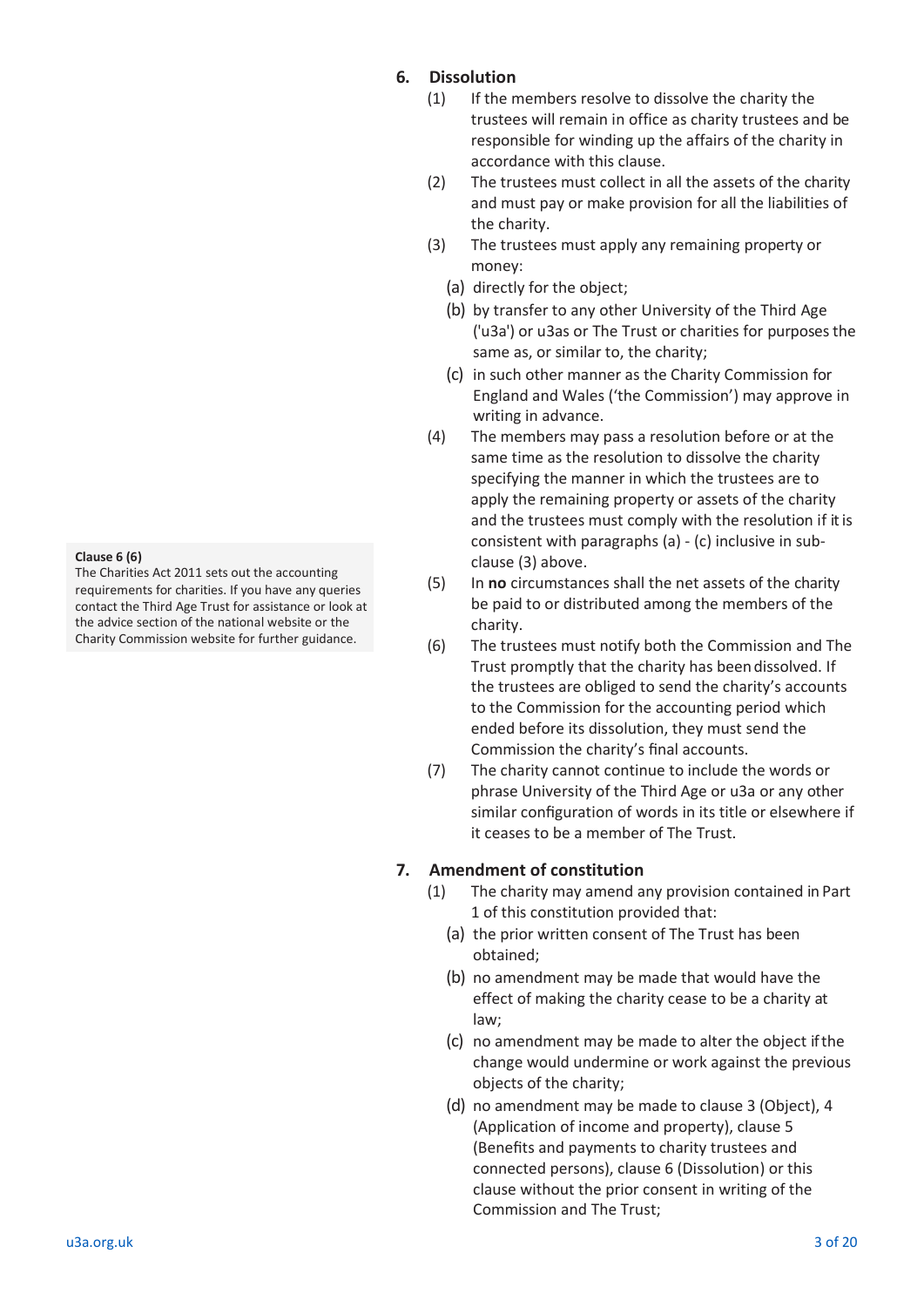## 6. Dissolution

(1) If the members resolve to dissolve the charity the trustees will remain in office as charity trustees and be responsible for winding up the affairs of the charity in accordance with this clause.

(2) The trustees must collect in all the assets of the charity and must pay or make provision for all the liabilities of the charity.

(3) The trustees must apply any remaining property or money:

   (a) directly for the object;

   (b) by transfer to any other University of the Third Age ('u3a') or u3as or The Trust or charities for purposes the same as, or similar to, the charity;

   (c) in such other manner as the Charity Commission for England and Wales ('the Commission') may approve in writing in advance.

(4) The members may pass a resolution before or at the same time as the resolution to dissolve the charity specifying the manner in which the trustees are to apply the remaining property or assets of the charity and the trustees must comply with the resolution if it is consistent with paragraphs (a) - (c) inclusive in sub-clause (3) above.

(5) In **no** circumstances shall the net assets of the charity be paid to or distributed among the members of the charity.

(6) The trustees must notify both the Commission and The Trust promptly that the charity has been dissolved. If the trustees are obliged to send the charity's accounts to the Commission for the accounting period which ended before its dissolution, they must send the Commission the charity's final accounts.

> **Clause 6 (6)**
> The Charities Act 2011 sets out the accounting requirements for charities. If you have any queries contact the Third Age Trust for assistance or look at the advice section of the national website or the Charity Commission website for further guidance.

(7) The charity cannot continue to include the words or phrase University of the Third Age or u3a or any other similar configuration of words in its title or elsewhere if it ceases to be a member of The Trust.

## 7. Amendment of constitution

(1) The charity may amend any provision contained in Part 1 of this constitution provided that:

   (a) the prior written consent of The Trust has been obtained;

   (b) no amendment may be made that would have the effect of making the charity cease to be a charity at law;

   (c) no amendment may be made to alter the object if the change would undermine or work against the previous objects of the charity;

   (d) no amendment may be made to clause 3 (Object), 4 (Application of income and property), clause 5 (Benefits and payments to charity trustees and connected persons), clause 6 (Dissolution) or this clause without the prior consent in writing of the Commission and The Trust;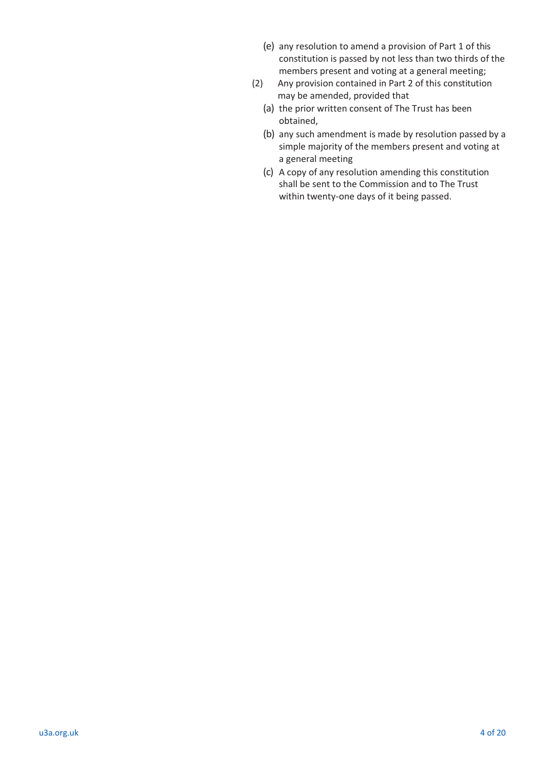(e) any resolution to amend a provision of Part 1 of this constitution is passed by not less than two thirds of the members present and voting at a general meeting;

(2) Any provision contained in Part 2 of this constitution may be amended, provided that

(a) the prior written consent of The Trust has been obtained,

(b) any such amendment is made by resolution passed by a simple majority of the members present and voting at a general meeting

(c) A copy of any resolution amending this constitution shall be sent to the Commission and to The Trust within twenty-one days of it being passed.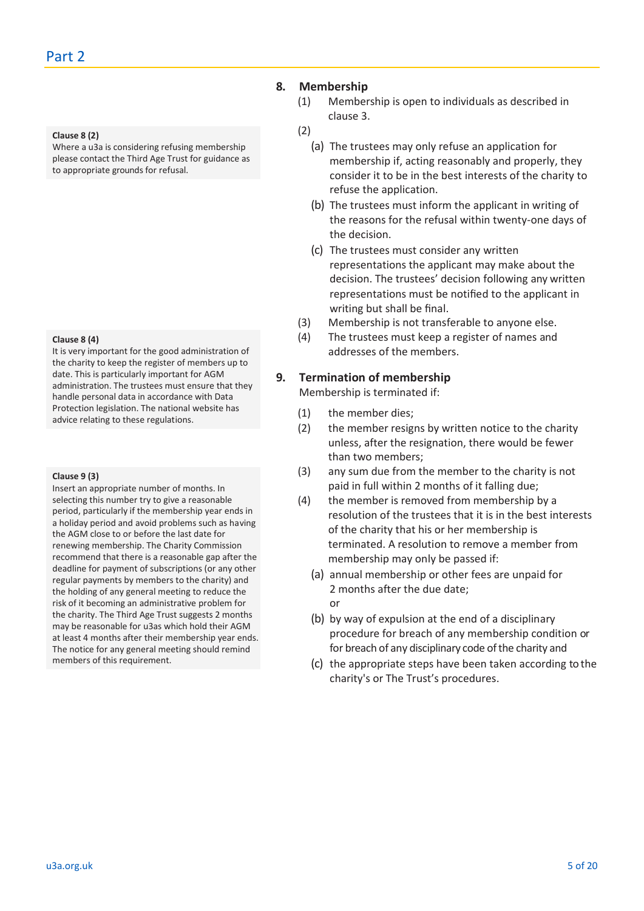# Part 2

## 8. Membership

(1) Membership is open to individuals as described in clause 3.

(2)

(a) The trustees may only refuse an application for membership if, acting reasonably and properly, they consider it to be in the best interests of the charity to refuse the application.

(b) The trustees must inform the applicant in writing of the reasons for the refusal within twenty-one days of the decision.

(c) The trustees must consider any written representations the applicant may make about the decision. The trustees' decision following any written representations must be notified to the applicant in writing but shall be final.

**Clause 8 (2)**
Where a u3a is considering refusing membership please contact the Third Age Trust for guidance as to appropriate grounds for refusal.

(3) Membership is not transferable to anyone else.

(4) The trustees must keep a register of names and addresses of the members.

**Clause 8 (4)**
It is very important for the good administration of the charity to keep the register of members up to date. This is particularly important for AGM administration. The trustees must ensure that they handle personal data in accordance with Data Protection legislation. The national website has advice relating to these regulations.

## 9. Termination of membership

Membership is terminated if:

(1) the member dies;

(2) the member resigns by written notice to the charity unless, after the resignation, there would be fewer than two members;

(3) any sum due from the member to the charity is not paid in full within 2 months of it falling due;

**Clause 9 (3)**
Insert an appropriate number of months. In selecting this number try to give a reasonable period, particularly if the membership year ends in a holiday period and avoid problems such as having the AGM close to or before the last date for renewing membership. The Charity Commission recommend that there is a reasonable gap after the deadline for payment of subscriptions (or any other regular payments by members to the charity) and the holding of any general meeting to reduce the risk of it becoming an administrative problem for the charity. The Third Age Trust suggests 2 months may be reasonable for u3as which hold their AGM at least 4 months after their membership year ends. The notice for any general meeting should remind members of this requirement.

(4) the member is removed from membership by a resolution of the trustees that it is in the best interests of the charity that his or her membership is terminated. A resolution to remove a member from membership may only be passed if:

(a) annual membership or other fees are unpaid for 2 months after the due date;
or

(b) by way of expulsion at the end of a disciplinary procedure for breach of any membership condition or for breach of any disciplinary code of the charity and

(c) the appropriate steps have been taken according to the charity's or The Trust's procedures.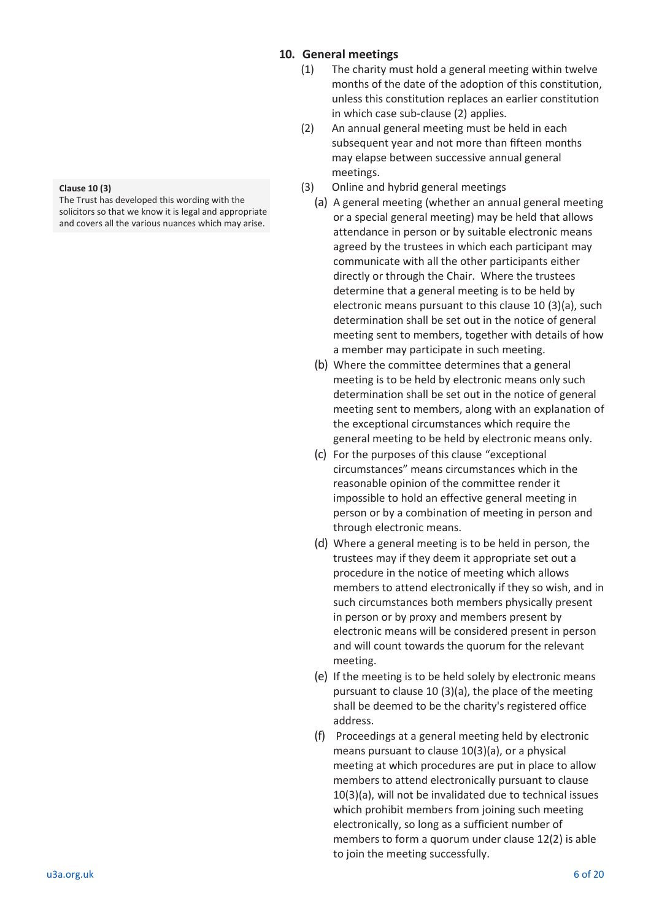## 10. General meetings

(1) The charity must hold a general meeting within twelve months of the date of the adoption of this constitution, unless this constitution replaces an earlier constitution in which case sub-clause (2) applies.

(2) An annual general meeting must be held in each subsequent year and not more than fifteen months may elapse between successive annual general meetings.

(3) Online and hybrid general meetings

> **Clause 10 (3)**
> The Trust has developed this wording with the solicitors so that we know it is legal and appropriate and covers all the various nuances which may arise.

(a) A general meeting (whether an annual general meeting or a special general meeting) may be held that allows attendance in person or by suitable electronic means agreed by the trustees in which each participant may communicate with all the other participants either directly or through the Chair. Where the trustees determine that a general meeting is to be held by electronic means pursuant to this clause 10 (3)(a), such determination shall be set out in the notice of general meeting sent to members, together with details of how a member may participate in such meeting.

(b) Where the committee determines that a general meeting is to be held by electronic means only such determination shall be set out in the notice of general meeting sent to members, along with an explanation of the exceptional circumstances which require the general meeting to be held by electronic means only.

(c) For the purposes of this clause "exceptional circumstances" means circumstances which in the reasonable opinion of the committee render it impossible to hold an effective general meeting in person or by a combination of meeting in person and through electronic means.

(d) Where a general meeting is to be held in person, the trustees may if they deem it appropriate set out a procedure in the notice of meeting which allows members to attend electronically if they so wish, and in such circumstances both members physically present in person or by proxy and members present by electronic means will be considered present in person and will count towards the quorum for the relevant meeting.

(e) If the meeting is to be held solely by electronic means pursuant to clause 10 (3)(a), the place of the meeting shall be deemed to be the charity's registered office address.

(f) Proceedings at a general meeting held by electronic means pursuant to clause 10(3)(a), or a physical meeting at which procedures are put in place to allow members to attend electronically pursuant to clause 10(3)(a), will not be invalidated due to technical issues which prohibit members from joining such meeting electronically, so long as a sufficient number of members to form a quorum under clause 12(2) is able to join the meeting successfully.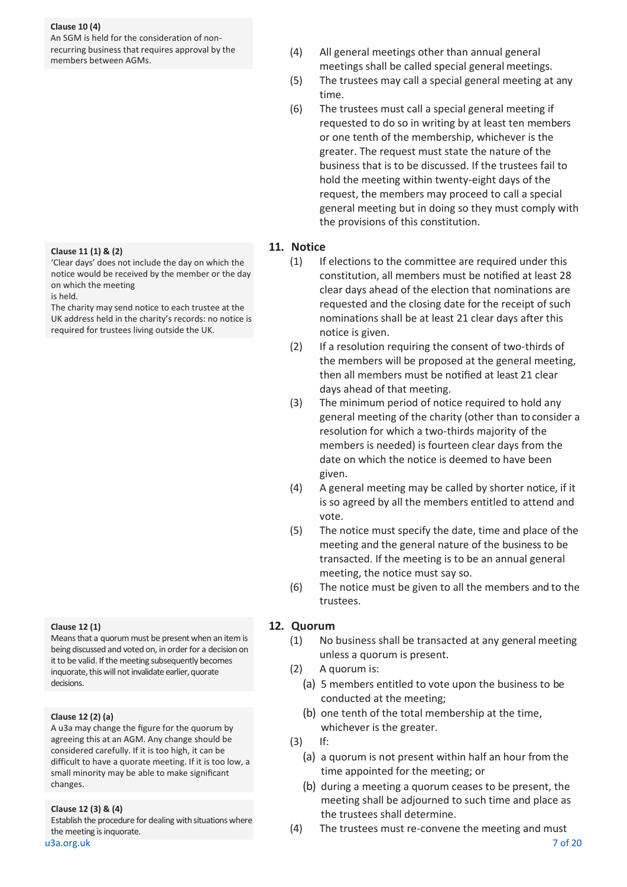> **Clause 10 (4)**
> An SGM is held for the consideration of non-recurring business that requires approval by the members between AGMs.

(4) All general meetings other than annual general meetings shall be called special general meetings.

(5) The trustees may call a special general meeting at any time.

(6) The trustees must call a special general meeting if requested to do so in writing by at least ten members or one tenth of the membership, whichever is the greater. The request must state the nature of the business that is to be discussed. If the trustees fail to hold the meeting within twenty-eight days of the request, the members may proceed to call a special general meeting but in doing so they must comply with the provisions of this constitution.

## 11. Notice

> **Clause 11 (1) & (2)**
> 'Clear days' does not include the day on which the notice would be received by the member or the day on which the meeting is held.
> The charity may send notice to each trustee at the UK address held in the charity's records: no notice is required for trustees living outside the UK.

(1) If elections to the committee are required under this constitution, all members must be notified at least 28 clear days ahead of the election that nominations are requested and the closing date for the receipt of such nominations shall be at least 21 clear days after this notice is given.

(2) If a resolution requiring the consent of two-thirds of the members will be proposed at the general meeting, then all members must be notified at least 21 clear days ahead of that meeting.

(3) The minimum period of notice required to hold any general meeting of the charity (other than to consider a resolution for which a two-thirds majority of the members is needed) is fourteen clear days from the date on which the notice is deemed to have been given.

(4) A general meeting may be called by shorter notice, if it is so agreed by all the members entitled to attend and vote.

(5) The notice must specify the date, time and place of the meeting and the general nature of the business to be transacted. If the meeting is to be an annual general meeting, the notice must say so.

(6) The notice must be given to all the members and to the trustees.

## 12. Quorum

> **Clause 12 (1)**
> Means that a quorum must be present when an item is being discussed and voted on, in order for a decision on it to be valid. If the meeting subsequently becomes inquorate, this will not invalidate earlier, quorate decisions.

> **Clause 12 (2) (a)**
> A u3a may change the figure for the quorum by agreeing this at an AGM. Any change should be considered carefully. If it is too high, it can be difficult to have a quorate meeting. If it is too low, a small minority may be able to make significant changes.

> **Clause 12 (3) & (4)**
> Establish the procedure for dealing with situations where the meeting is inquorate.

(1) No business shall be transacted at any general meeting unless a quorum is present.

(2) A quorum is:

   (a) 5 members entitled to vote upon the business to be conducted at the meeting;

   (b) one tenth of the total membership at the time, whichever is the greater.

(3) If:

   (a) a quorum is not present within half an hour from the time appointed for the meeting; or

   (b) during a meeting a quorum ceases to be present, the meeting shall be adjourned to such time and place as the trustees shall determine.

(4) The trustees must re-convene the meeting and must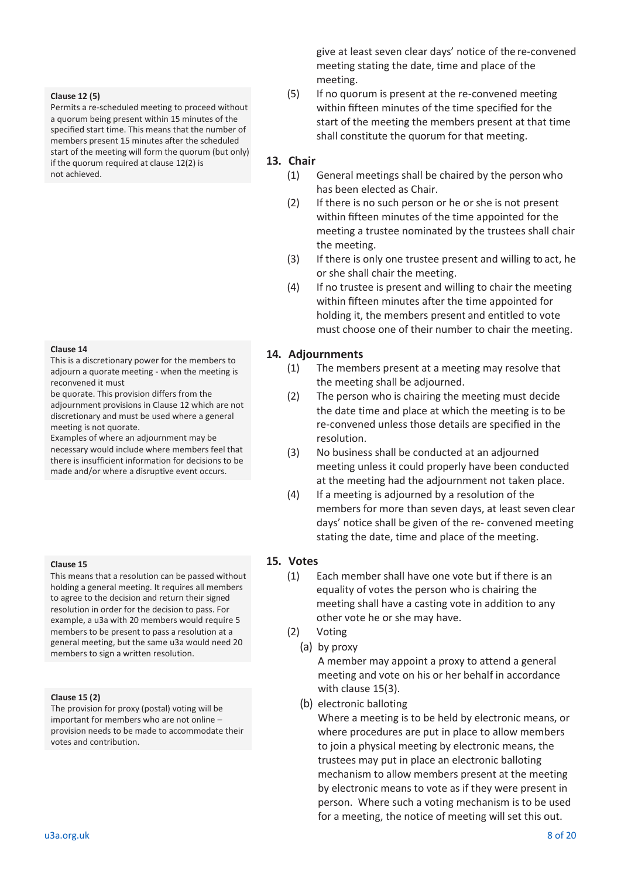give at least seven clear days' notice of the re-convened meeting stating the date, time and place of the meeting.

(5) If no quorum is present at the re-convened meeting within fifteen minutes of the time specified for the start of the meeting the members present at that time shall constitute the quorum for that meeting.

**Clause 12 (5)**
Permits a re-scheduled meeting to proceed without a quorum being present within 15 minutes of the specified start time. This means that the number of members present 15 minutes after the scheduled start of the meeting will form the quorum (but only) if the quorum required at clause 12(2) is not achieved.

## 13. Chair

(1) General meetings shall be chaired by the person who has been elected as Chair.

(2) If there is no such person or he or she is not present within fifteen minutes of the time appointed for the meeting a trustee nominated by the trustees shall chair the meeting.

(3) If there is only one trustee present and willing to act, he or she shall chair the meeting.

(4) If no trustee is present and willing to chair the meeting within fifteen minutes after the time appointed for holding it, the members present and entitled to vote must choose one of their number to chair the meeting.

## 14. Adjournments

**Clause 14**
This is a discretionary power for the members to adjourn a quorate meeting - when the meeting is reconvened it must be quorate. This provision differs from the adjournment provisions in Clause 12 which are not discretionary and must be used where a general meeting is not quorate.
Examples of where an adjournment may be necessary would include where members feel that there is insufficient information for decisions to be made and/or where a disruptive event occurs.

(1) The members present at a meeting may resolve that the meeting shall be adjourned.

(2) The person who is chairing the meeting must decide the date time and place at which the meeting is to be re-convened unless those details are specified in the resolution.

(3) No business shall be conducted at an adjourned meeting unless it could properly have been conducted at the meeting had the adjournment not taken place.

(4) If a meeting is adjourned by a resolution of the members for more than seven days, at least seven clear days' notice shall be given of the re- convened meeting stating the date, time and place of the meeting.

## 15. Votes

**Clause 15**
This means that a resolution can be passed without holding a general meeting. It requires all members to agree to the decision and return their signed resolution in order for the decision to pass. For example, a u3a with 20 members would require 5 members to be present to pass a resolution at a general meeting, but the same u3a would need 20 members to sign a written resolution.

(1) Each member shall have one vote but if there is an equality of votes the person who is chairing the meeting shall have a casting vote in addition to any other vote he or she may have.

(2) Voting

(a) by proxy

A member may appoint a proxy to attend a general meeting and vote on his or her behalf in accordance with clause 15(3).

(b) electronic balloting

Where a meeting is to be held by electronic means, or where procedures are put in place to allow members to join a physical meeting by electronic means, the trustees may put in place an electronic balloting mechanism to allow members present at the meeting by electronic means to vote as if they were present in person. Where such a voting mechanism is to be used for a meeting, the notice of meeting will set this out.

**Clause 15 (2)**
The provision for proxy (postal) voting will be important for members who are not online – provision needs to be made to accommodate their votes and contribution.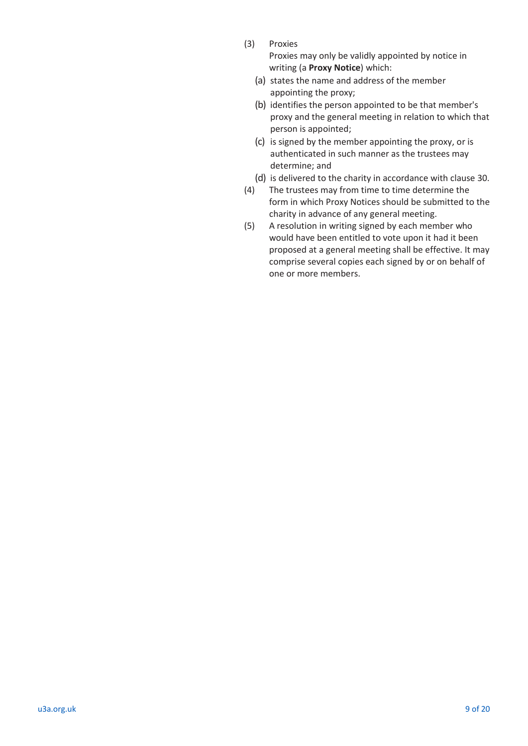(3) Proxies

Proxies may only be validly appointed by notice in writing (a **Proxy Notice**) which:

(a) states the name and address of the member appointing the proxy;

(b) identifies the person appointed to be that member's proxy and the general meeting in relation to which that person is appointed;

(c) is signed by the member appointing the proxy, or is authenticated in such manner as the trustees may determine; and

(d) is delivered to the charity in accordance with clause 30.

(4) The trustees may from time to time determine the form in which Proxy Notices should be submitted to the charity in advance of any general meeting.

(5) A resolution in writing signed by each member who would have been entitled to vote upon it had it been proposed at a general meeting shall be effective. It may comprise several copies each signed by or on behalf of one or more members.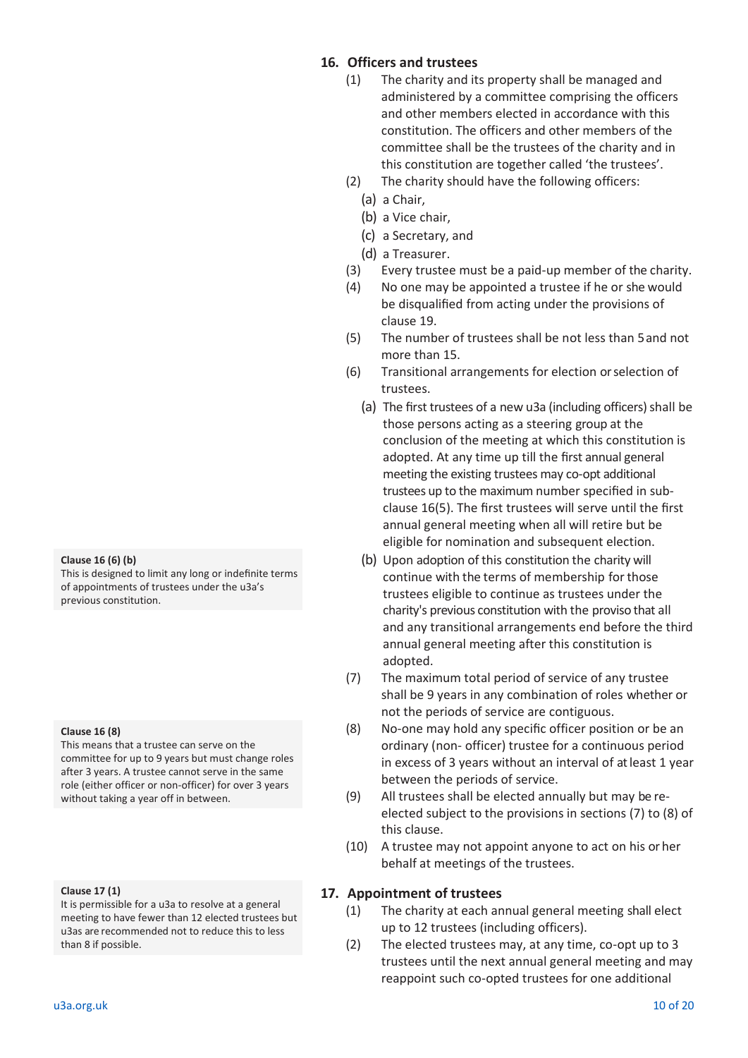## 16. Officers and trustees

(1) The charity and its property shall be managed and administered by a committee comprising the officers and other members elected in accordance with this constitution. The officers and other members of the committee shall be the trustees of the charity and in this constitution are together called 'the trustees'.

(2) The charity should have the following officers:

- (a) a Chair,
- (b) a Vice chair,
- (c) a Secretary, and
- (d) a Treasurer.

(3) Every trustee must be a paid-up member of the charity.

(4) No one may be appointed a trustee if he or she would be disqualified from acting under the provisions of clause 19.

(5) The number of trustees shall be not less than 5 and not more than 15.

(6) Transitional arrangements for election or selection of trustees.

- (a) The first trustees of a new u3a (including officers) shall be those persons acting as a steering group at the conclusion of the meeting at which this constitution is adopted. At any time up till the first annual general meeting the existing trustees may co-opt additional trustees up to the maximum number specified in sub-clause 16(5). The first trustees will serve until the first annual general meeting when all will retire but be eligible for nomination and subsequent election.
- (b) Upon adoption of this constitution the charity will continue with the terms of membership for those trustees eligible to continue as trustees under the charity's previous constitution with the proviso that all and any transitional arrangements end before the third annual general meeting after this constitution is adopted.

> **Clause 16 (6) (b)**
> This is designed to limit any long or indefinite terms of appointments of trustees under the u3a's previous constitution.

(7) The maximum total period of service of any trustee shall be 9 years in any combination of roles whether or not the periods of service are contiguous.

(8) No-one may hold any specific officer position or be an ordinary (non- officer) trustee for a continuous period in excess of 3 years without an interval of at least 1 year between the periods of service.

> **Clause 16 (8)**
> This means that a trustee can serve on the committee for up to 9 years but must change roles after 3 years. A trustee cannot serve in the same role (either officer or non-officer) for over 3 years without taking a year off in between.

(9) All trustees shall be elected annually but may be re-elected subject to the provisions in sections (7) to (8) of this clause.

(10) A trustee may not appoint anyone to act on his or her behalf at meetings of the trustees.

## 17. Appointment of trustees

(1) The charity at each annual general meeting shall elect up to 12 trustees (including officers).

> **Clause 17 (1)**
> It is permissible for a u3a to resolve at a general meeting to have fewer than 12 elected trustees but u3as are recommended not to reduce this to less than 8 if possible.

(2) The elected trustees may, at any time, co-opt up to 3 trustees until the next annual general meeting and may reappoint such co-opted trustees for one additional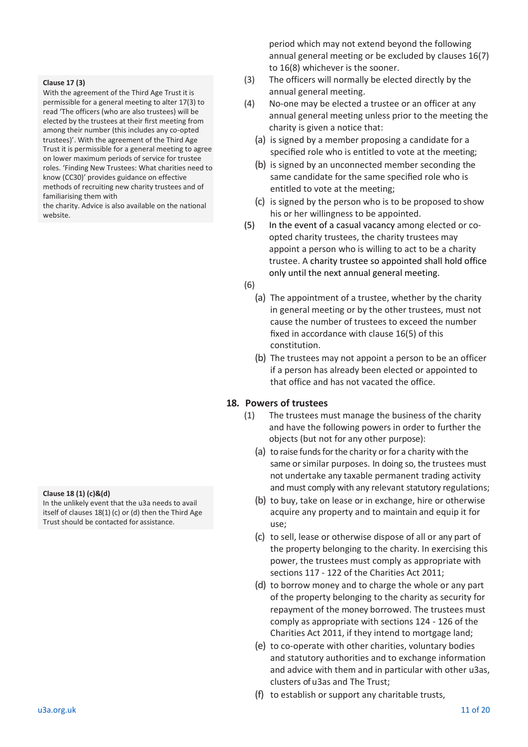period which may not extend beyond the following annual general meeting or be excluded by clauses 16(7) to 16(8) whichever is the sooner.

> **Clause 17 (3)**
> With the agreement of the Third Age Trust it is permissible for a general meeting to alter 17(3) to read 'The officers (who are also trustees) will be elected by the trustees at their first meeting from among their number (this includes any co-opted trustees)'. With the agreement of the Third Age Trust it is permissible for a general meeting to agree on lower maximum periods of service for trustee roles. 'Finding New Trustees: What charities need to know (CC30)' provides guidance on effective methods of recruiting new charity trustees and of familiarising them with the charity. Advice is also available on the national website.

(3) The officers will normally be elected directly by the annual general meeting.

(4) No-one may be elected a trustee or an officer at any annual general meeting unless prior to the meeting the charity is given a notice that:

- (a) is signed by a member proposing a candidate for a specified role who is entitled to vote at the meeting;
- (b) is signed by an unconnected member seconding the same candidate for the same specified role who is entitled to vote at the meeting;
- (c) is signed by the person who is to be proposed to show his or her willingness to be appointed.

(5) In the event of a casual vacancy among elected or co-opted charity trustees, the charity trustees may appoint a person who is willing to act to be a charity trustee. A charity trustee so appointed shall hold office only until the next annual general meeting.

(6)

- (a) The appointment of a trustee, whether by the charity in general meeting or by the other trustees, must not cause the number of trustees to exceed the number fixed in accordance with clause 16(5) of this constitution.
- (b) The trustees may not appoint a person to be an officer if a person has already been elected or appointed to that office and has not vacated the office.

## 18. Powers of trustees

> **Clause 18 (1) (c)&(d)**
> In the unlikely event that the u3a needs to avail itself of clauses 18(1) (c) or (d) then the Third Age Trust should be contacted for assistance.

(1) The trustees must manage the business of the charity and have the following powers in order to further the objects (but not for any other purpose):

- (a) to raise funds for the charity or for a charity with the same or similar purposes. In doing so, the trustees must not undertake any taxable permanent trading activity and must comply with any relevant statutory regulations;
- (b) to buy, take on lease or in exchange, hire or otherwise acquire any property and to maintain and equip it for use;
- (c) to sell, lease or otherwise dispose of all or any part of the property belonging to the charity. In exercising this power, the trustees must comply as appropriate with sections 117 - 122 of the Charities Act 2011;
- (d) to borrow money and to charge the whole or any part of the property belonging to the charity as security for repayment of the money borrowed. The trustees must comply as appropriate with sections 124 - 126 of the Charities Act 2011, if they intend to mortgage land;
- (e) to co-operate with other charities, voluntary bodies and statutory authorities and to exchange information and advice with them and in particular with other u3as, clusters of u3as and The Trust;
- (f) to establish or support any charitable trusts,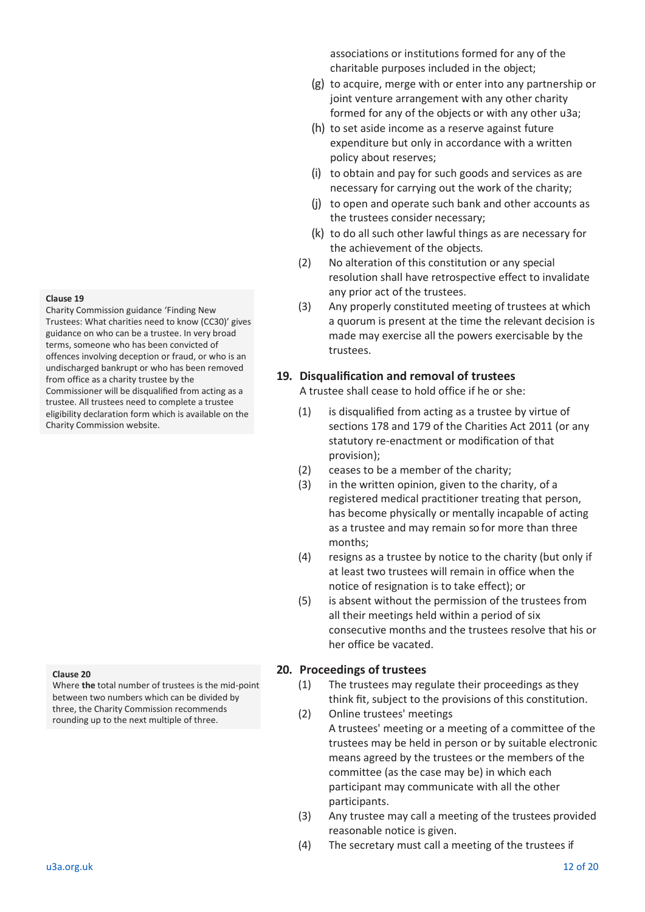associations or institutions formed for any of the charitable purposes included in the object;

(g) to acquire, merge with or enter into any partnership or joint venture arrangement with any other charity formed for any of the objects or with any other u3a;

(h) to set aside income as a reserve against future expenditure but only in accordance with a written policy about reserves;

(i) to obtain and pay for such goods and services as are necessary for carrying out the work of the charity;

(j) to open and operate such bank and other accounts as the trustees consider necessary;

(k) to do all such other lawful things as are necessary for the achievement of the objects.

(2) No alteration of this constitution or any special resolution shall have retrospective effect to invalidate any prior act of the trustees.

(3) Any properly constituted meeting of trustees at which a quorum is present at the time the relevant decision is made may exercise all the powers exercisable by the trustees.

**Clause 19**
Charity Commission guidance 'Finding New Trustees: What charities need to know (CC30)' gives guidance on who can be a trustee. In very broad terms, someone who has been convicted of offences involving deception or fraud, or who is an undischarged bankrupt or who has been removed from office as a charity trustee by the Commissioner will be disqualified from acting as a trustee. All trustees need to complete a trustee eligibility declaration form which is available on the Charity Commission website.

## 19. Disqualification and removal of trustees

A trustee shall cease to hold office if he or she:

(1) is disqualified from acting as a trustee by virtue of sections 178 and 179 of the Charities Act 2011 (or any statutory re-enactment or modification of that provision);

(2) ceases to be a member of the charity;

(3) in the written opinion, given to the charity, of a registered medical practitioner treating that person, has become physically or mentally incapable of acting as a trustee and may remain so for more than three months;

(4) resigns as a trustee by notice to the charity (but only if at least two trustees will remain in office when the notice of resignation is to take effect); or

(5) is absent without the permission of the trustees from all their meetings held within a period of six consecutive months and the trustees resolve that his or her office be vacated.

**Clause 20**
Where **the** total number of trustees is the mid-point between two numbers which can be divided by three, the Charity Commission recommends rounding up to the next multiple of three.

## 20. Proceedings of trustees

(1) The trustees may regulate their proceedings as they think fit, subject to the provisions of this constitution.

(2) Online trustees' meetings
A trustees' meeting or a meeting of a committee of the trustees may be held in person or by suitable electronic means agreed by the trustees or the members of the committee (as the case may be) in which each participant may communicate with all the other participants.

(3) Any trustee may call a meeting of the trustees provided reasonable notice is given.

(4) The secretary must call a meeting of the trustees if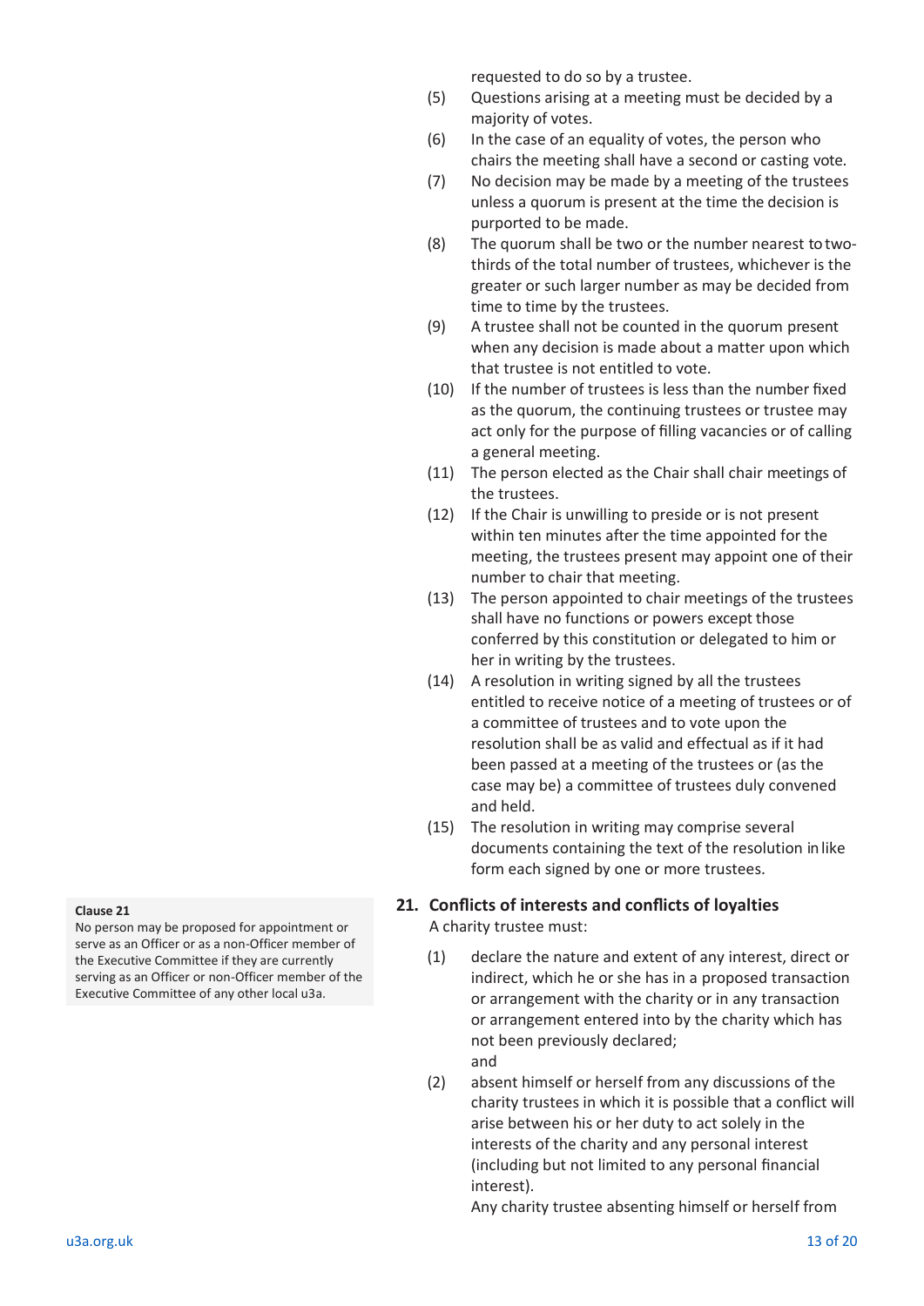requested to do so by a trustee.

(5) Questions arising at a meeting must be decided by a majority of votes.

(6) In the case of an equality of votes, the person who chairs the meeting shall have a second or casting vote.

(7) No decision may be made by a meeting of the trustees unless a quorum is present at the time the decision is purported to be made.

(8) The quorum shall be two or the number nearest to two-thirds of the total number of trustees, whichever is the greater or such larger number as may be decided from time to time by the trustees.

(9) A trustee shall not be counted in the quorum present when any decision is made about a matter upon which that trustee is not entitled to vote.

(10) If the number of trustees is less than the number fixed as the quorum, the continuing trustees or trustee may act only for the purpose of filling vacancies or of calling a general meeting.

(11) The person elected as the Chair shall chair meetings of the trustees.

(12) If the Chair is unwilling to preside or is not present within ten minutes after the time appointed for the meeting, the trustees present may appoint one of their number to chair that meeting.

(13) The person appointed to chair meetings of the trustees shall have no functions or powers except those conferred by this constitution or delegated to him or her in writing by the trustees.

(14) A resolution in writing signed by all the trustees entitled to receive notice of a meeting of trustees or of a committee of trustees and to vote upon the resolution shall be as valid and effectual as if it had been passed at a meeting of the trustees or (as the case may be) a committee of trustees duly convened and held.

(15) The resolution in writing may comprise several documents containing the text of the resolution in like form each signed by one or more trustees.

## 21. Conflicts of interests and conflicts of loyalties

A charity trustee must:

(1) declare the nature and extent of any interest, direct or indirect, which he or she has in a proposed transaction or arrangement with the charity or in any transaction or arrangement entered into by the charity which has not been previously declared;
and

(2) absent himself or herself from any discussions of the charity trustees in which it is possible that a conflict will arise between his or her duty to act solely in the interests of the charity and any personal interest (including but not limited to any personal financial interest).
Any charity trustee absenting himself or herself from

**Clause 21**
No person may be proposed for appointment or serve as an Officer or as a non-Officer member of the Executive Committee if they are currently serving as an Officer or non-Officer member of the Executive Committee of any other local u3a.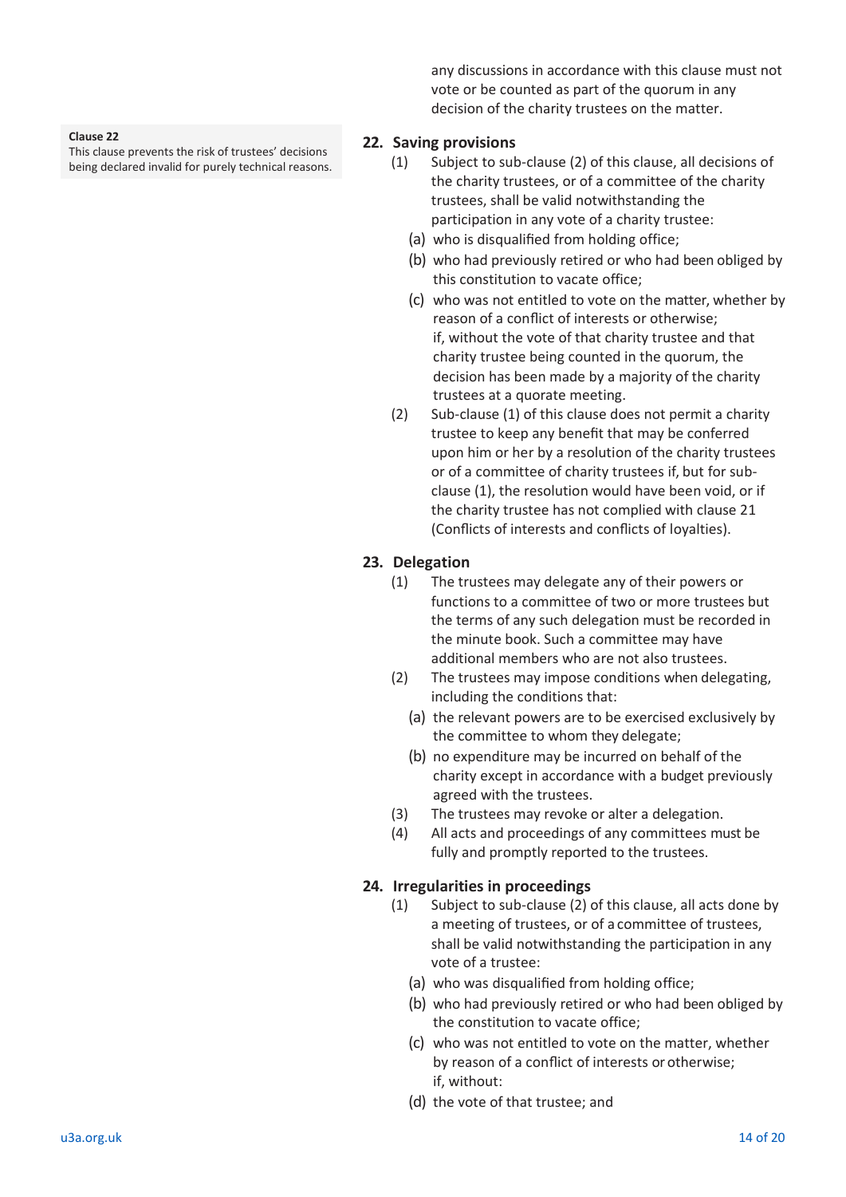any discussions in accordance with this clause must not vote or be counted as part of the quorum in any decision of the charity trustees on the matter.

**Clause 22**
This clause prevents the risk of trustees' decisions being declared invalid for purely technical reasons.

## 22. Saving provisions

(1) Subject to sub-clause (2) of this clause, all decisions of the charity trustees, or of a committee of the charity trustees, shall be valid notwithstanding the participation in any vote of a charity trustee:

(a) who is disqualified from holding office;

(b) who had previously retired or who had been obliged by this constitution to vacate office;

(c) who was not entitled to vote on the matter, whether by reason of a conflict of interests or otherwise;
if, without the vote of that charity trustee and that charity trustee being counted in the quorum, the decision has been made by a majority of the charity trustees at a quorate meeting.

(2) Sub-clause (1) of this clause does not permit a charity trustee to keep any benefit that may be conferred upon him or her by a resolution of the charity trustees or of a committee of charity trustees if, but for sub-clause (1), the resolution would have been void, or if the charity trustee has not complied with clause 21 (Conflicts of interests and conflicts of loyalties).

## 23. Delegation

(1) The trustees may delegate any of their powers or functions to a committee of two or more trustees but the terms of any such delegation must be recorded in the minute book. Such a committee may have additional members who are not also trustees.

(2) The trustees may impose conditions when delegating, including the conditions that:

(a) the relevant powers are to be exercised exclusively by the committee to whom they delegate;

(b) no expenditure may be incurred on behalf of the charity except in accordance with a budget previously agreed with the trustees.

(3) The trustees may revoke or alter a delegation.

(4) All acts and proceedings of any committees must be fully and promptly reported to the trustees.

## 24. Irregularities in proceedings

(1) Subject to sub-clause (2) of this clause, all acts done by a meeting of trustees, or of a committee of trustees, shall be valid notwithstanding the participation in any vote of a trustee:

(a) who was disqualified from holding office;

(b) who had previously retired or who had been obliged by the constitution to vacate office;

(c) who was not entitled to vote on the matter, whether by reason of a conflict of interests or otherwise;
if, without:

(d) the vote of that trustee; and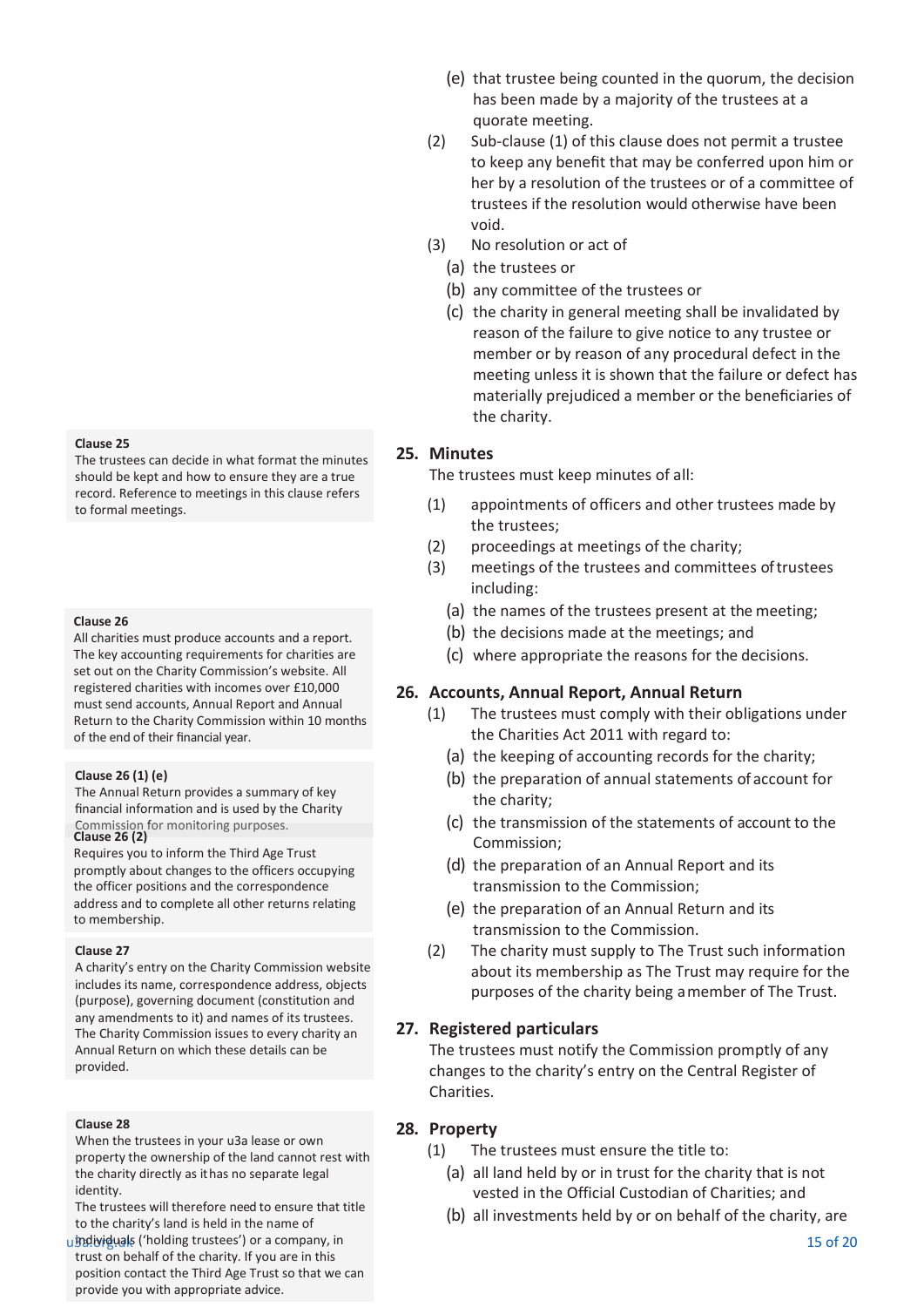(e) that trustee being counted in the quorum, the decision has been made by a majority of the trustees at a quorate meeting.

(2) Sub-clause (1) of this clause does not permit a trustee to keep any benefit that may be conferred upon him or her by a resolution of the trustees or of a committee of trustees if the resolution would otherwise have been void.

(3) No resolution or act of

(a) the trustees or

(b) any committee of the trustees or

(c) the charity in general meeting shall be invalidated by reason of the failure to give notice to any trustee or member or by reason of any procedural defect in the meeting unless it is shown that the failure or defect has materially prejudiced a member or the beneficiaries of the charity.

**Clause 25**
The trustees can decide in what format the minutes should be kept and how to ensure they are a true record. Reference to meetings in this clause refers to formal meetings.

## 25. Minutes

The trustees must keep minutes of all:

(1) appointments of officers and other trustees made by the trustees;

(2) proceedings at meetings of the charity;

(3) meetings of the trustees and committees of trustees including:

(a) the names of the trustees present at the meeting;

(b) the decisions made at the meetings; and

(c) where appropriate the reasons for the decisions.

**Clause 26**
All charities must produce accounts and a report. The key accounting requirements for charities are set out on the Charity Commission's website. All registered charities with incomes over £10,000 must send accounts, Annual Report and Annual Return to the Charity Commission within 10 months of the end of their financial year.

**Clause 26 (1) (e)**
The Annual Return provides a summary of key financial information and is used by the Charity Commission for monitoring purposes.

**Clause 26 (2)**
Requires you to inform the Third Age Trust promptly about changes to the officers occupying the officer positions and the correspondence address and to complete all other returns relating to membership.

## 26. Accounts, Annual Report, Annual Return

(1) The trustees must comply with their obligations under the Charities Act 2011 with regard to:

(a) the keeping of accounting records for the charity;

(b) the preparation of annual statements of account for the charity;

(c) the transmission of the statements of account to the Commission;

(d) the preparation of an Annual Report and its transmission to the Commission;

(e) the preparation of an Annual Return and its transmission to the Commission.

(2) The charity must supply to The Trust such information about its membership as The Trust may require for the purposes of the charity being a member of The Trust.

**Clause 27**
A charity's entry on the Charity Commission website includes its name, correspondence address, objects (purpose), governing document (constitution and any amendments to it) and names of its trustees. The Charity Commission issues to every charity an Annual Return on which these details can be provided.

## 27. Registered particulars

The trustees must notify the Commission promptly of any changes to the charity's entry on the Central Register of Charities.

**Clause 28**
When the trustees in your u3a lease or own property the ownership of the land cannot rest with the charity directly as it has no separate legal identity.
The trustees will therefore need to ensure that title to the charity's land is held in the name of individuals ('holding trustees') or a company, in trust on behalf of the charity. If you are in this position contact the Third Age Trust so that we can provide you with appropriate advice.

## 28. Property

(1) The trustees must ensure the title to:

(a) all land held by or in trust for the charity that is not vested in the Official Custodian of Charities; and

(b) all investments held by or on behalf of the charity, are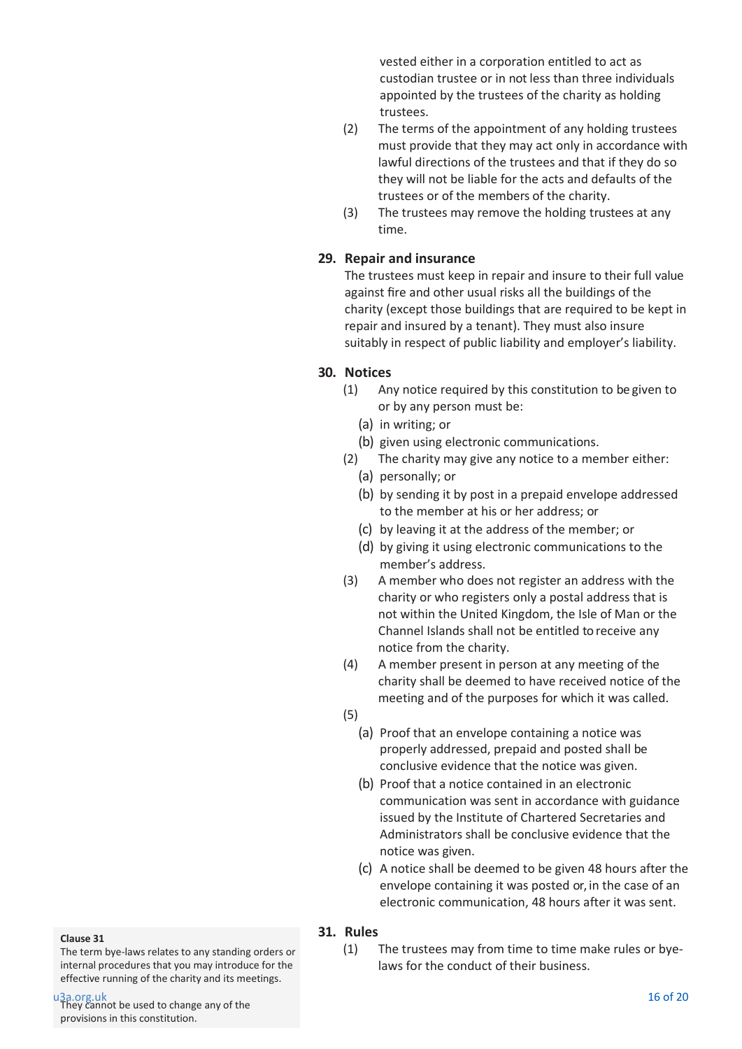vested either in a corporation entitled to act as custodian trustee or in not less than three individuals appointed by the trustees of the charity as holding trustees.

(2) The terms of the appointment of any holding trustees must provide that they may act only in accordance with lawful directions of the trustees and that if they do so they will not be liable for the acts and defaults of the trustees or of the members of the charity.

(3) The trustees may remove the holding trustees at any time.

## 29. Repair and insurance

The trustees must keep in repair and insure to their full value against fire and other usual risks all the buildings of the charity (except those buildings that are required to be kept in repair and insured by a tenant). They must also insure suitably in respect of public liability and employer's liability.

## 30. Notices

(1) Any notice required by this constitution to be given to or by any person must be:

(a) in writing; or
(b) given using electronic communications.

(2) The charity may give any notice to a member either:

(a) personally; or
(b) by sending it by post in a prepaid envelope addressed to the member at his or her address; or
(c) by leaving it at the address of the member; or
(d) by giving it using electronic communications to the member's address.

(3) A member who does not register an address with the charity or who registers only a postal address that is not within the United Kingdom, the Isle of Man or the Channel Islands shall not be entitled to receive any notice from the charity.

(4) A member present in person at any meeting of the charity shall be deemed to have received notice of the meeting and of the purposes for which it was called.

(5)

(a) Proof that an envelope containing a notice was properly addressed, prepaid and posted shall be conclusive evidence that the notice was given.
(b) Proof that a notice contained in an electronic communication was sent in accordance with guidance issued by the Institute of Chartered Secretaries and Administrators shall be conclusive evidence that the notice was given.
(c) A notice shall be deemed to be given 48 hours after the envelope containing it was posted or, in the case of an electronic communication, 48 hours after it was sent.

## 31. Rules

(1) The trustees may from time to time make rules or bye-laws for the conduct of their business.

**Clause 31**

The term bye-laws relates to any standing orders or internal procedures that you may introduce for the effective running of the charity and its meetings. They cannot be used to change any of the provisions in this constitution.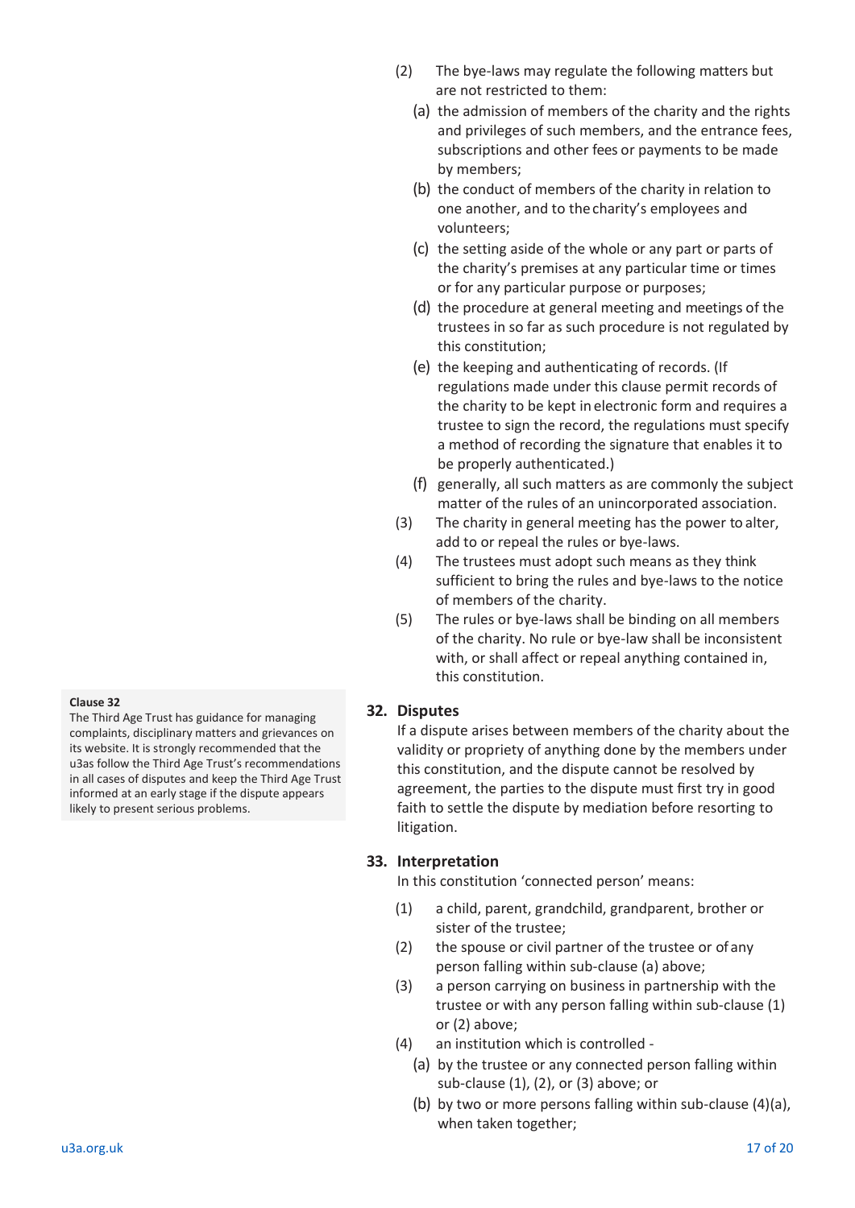(2) The bye-laws may regulate the following matters but are not restricted to them:

(a) the admission of members of the charity and the rights and privileges of such members, and the entrance fees, subscriptions and other fees or payments to be made by members;

(b) the conduct of members of the charity in relation to one another, and to the charity's employees and volunteers;

(c) the setting aside of the whole or any part or parts of the charity's premises at any particular time or times or for any particular purpose or purposes;

(d) the procedure at general meeting and meetings of the trustees in so far as such procedure is not regulated by this constitution;

(e) the keeping and authenticating of records. (If regulations made under this clause permit records of the charity to be kept in electronic form and requires a trustee to sign the record, the regulations must specify a method of recording the signature that enables it to be properly authenticated.)

(f) generally, all such matters as are commonly the subject matter of the rules of an unincorporated association.

(3) The charity in general meeting has the power to alter, add to or repeal the rules or bye-laws.

(4) The trustees must adopt such means as they think sufficient to bring the rules and bye-laws to the notice of members of the charity.

(5) The rules or bye-laws shall be binding on all members of the charity. No rule or bye-law shall be inconsistent with, or shall affect or repeal anything contained in, this constitution.

## 32. Disputes

If a dispute arises between members of the charity about the validity or propriety of anything done by the members under this constitution, and the dispute cannot be resolved by agreement, the parties to the dispute must first try in good faith to settle the dispute by mediation before resorting to litigation.

> **Clause 32**
> The Third Age Trust has guidance for managing complaints, disciplinary matters and grievances on its website. It is strongly recommended that the u3as follow the Third Age Trust's recommendations in all cases of disputes and keep the Third Age Trust informed at an early stage if the dispute appears likely to present serious problems.

## 33. Interpretation

In this constitution 'connected person' means:

(1) a child, parent, grandchild, grandparent, brother or sister of the trustee;

(2) the spouse or civil partner of the trustee or of any person falling within sub-clause (a) above;

(3) a person carrying on business in partnership with the trustee or with any person falling within sub-clause (1) or (2) above;

(4) an institution which is controlled -

(a) by the trustee or any connected person falling within sub-clause (1), (2), or (3) above; or

(b) by two or more persons falling within sub-clause (4)(a), when taken together;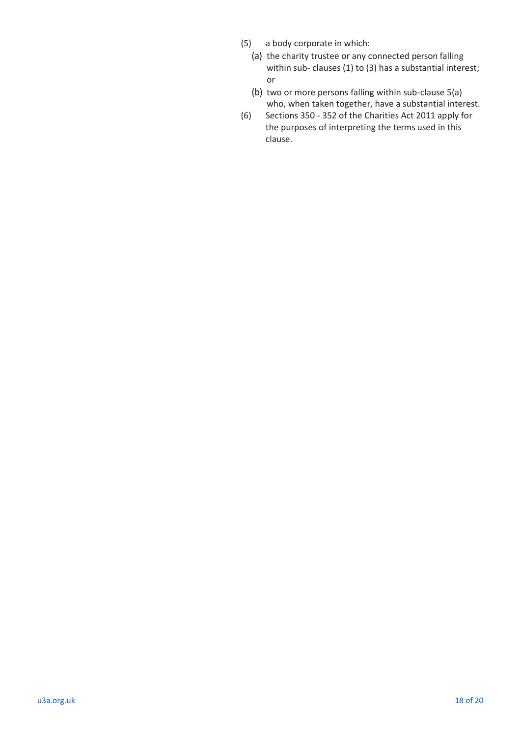(5) a body corporate in which:

   (a) the charity trustee or any connected person falling within sub- clauses (1) to (3) has a substantial interest; or

   (b) two or more persons falling within sub-clause 5(a) who, when taken together, have a substantial interest.

(6) Sections 350 - 352 of the Charities Act 2011 apply for the purposes of interpreting the terms used in this clause.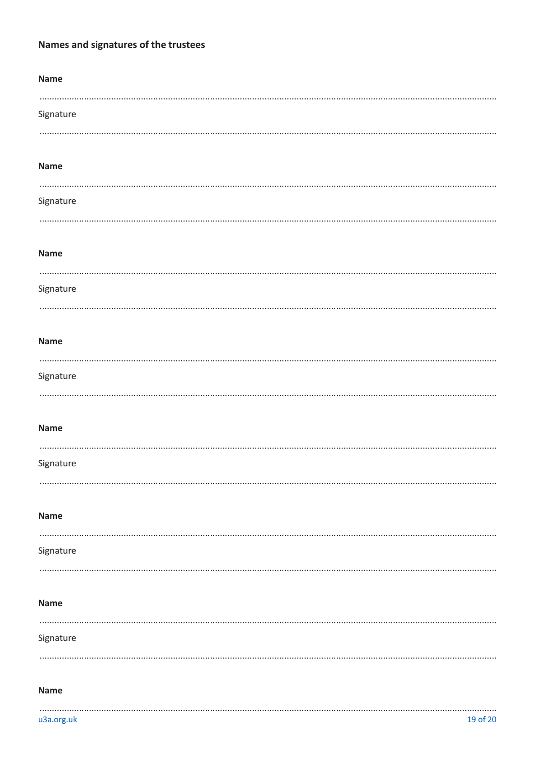**Names and signatures of the trustees**

**Name**

..............................................................................................................................................................

Signature

..............................................................................................................................................................

**Name**

..............................................................................................................................................................

Signature

..............................................................................................................................................................

**Name**

..............................................................................................................................................................

Signature

..............................................................................................................................................................

**Name**

..............................................................................................................................................................

Signature

..............................................................................................................................................................

**Name**

..............................................................................................................................................................

Signature

..............................................................................................................................................................

**Name**

..............................................................................................................................................................

Signature

..............................................................................................................................................................

**Name**

..............................................................................................................................................................

Signature

..............................................................................................................................................................

**Name**

..............................................................................................................................................................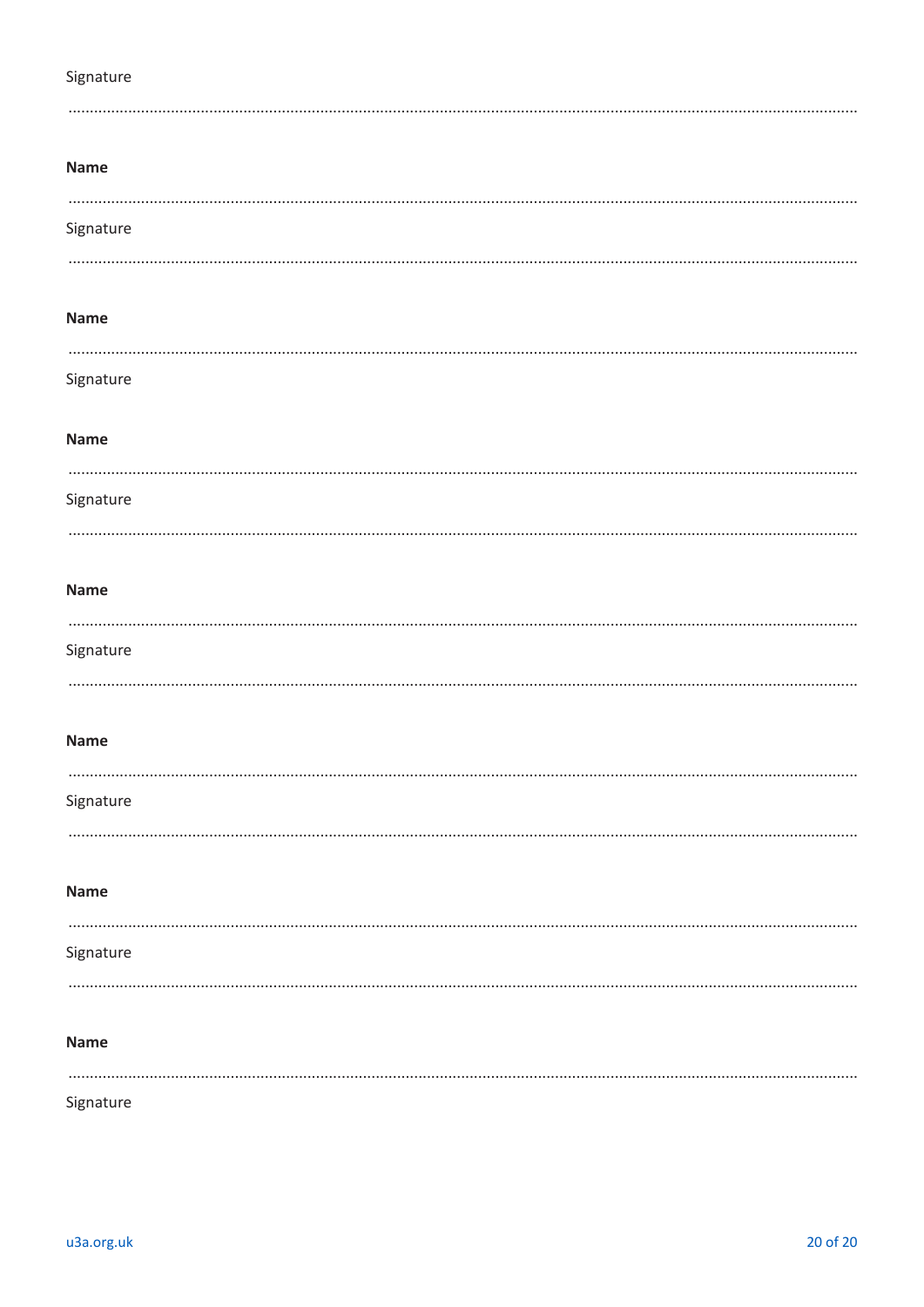Signature

..............................................................................................................................................................................................

**Name**

..............................................................................................................................................................................................

Signature

..............................................................................................................................................................................................

**Name**

..............................................................................................................................................................................................

Signature

**Name**

..............................................................................................................................................................................................

Signature

..............................................................................................................................................................................................

**Name**

..............................................................................................................................................................................................

Signature

..............................................................................................................................................................................................

**Name**

..............................................................................................................................................................................................

Signature

..............................................................................................................................................................................................

**Name**

..............................................................................................................................................................................................

Signature

..............................................................................................................................................................................................

**Name**

..............................................................................................................................................................................................

Signature

u3a.org.uk